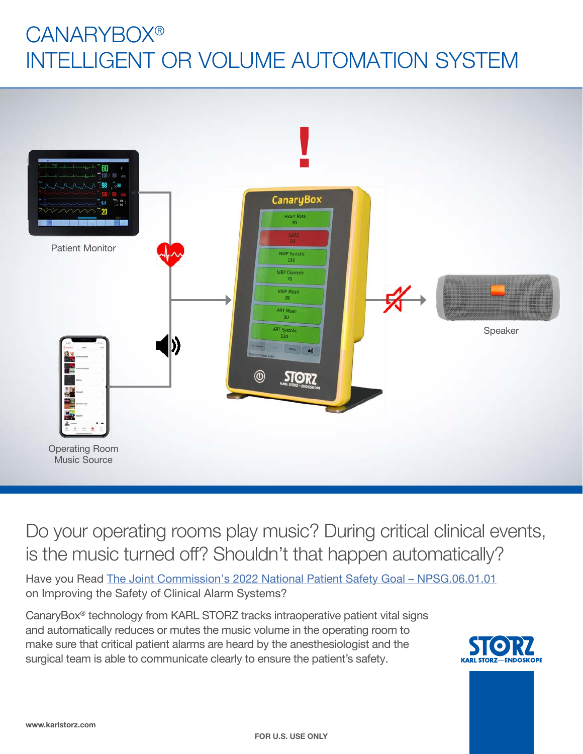# CANARYBOX®
# INTELLIGENT OR VOLUME AUTOMATION SYSTEM

Patient Monitor

Operating Room Music Source

Speaker

## Do your operating rooms play music? During critical clinical events, is the music turned off? Shouldn't that happen automatically?

Have you Read [The Joint Commission's 2022 National Patient Safety Goal – NPSG.06.01.01]() on Improving the Safety of Clinical Alarm Systems?

CanaryBox® technology from KARL STORZ tracks intraoperative patient vital signs and automatically reduces or mutes the music volume in the operating room to make sure that critical patient alarms are heard by the anesthesiologist and the surgical team is able to communicate clearly to ensure the patient's safety.

**www.karlstorz.com**

**FOR U.S. USE ONLY**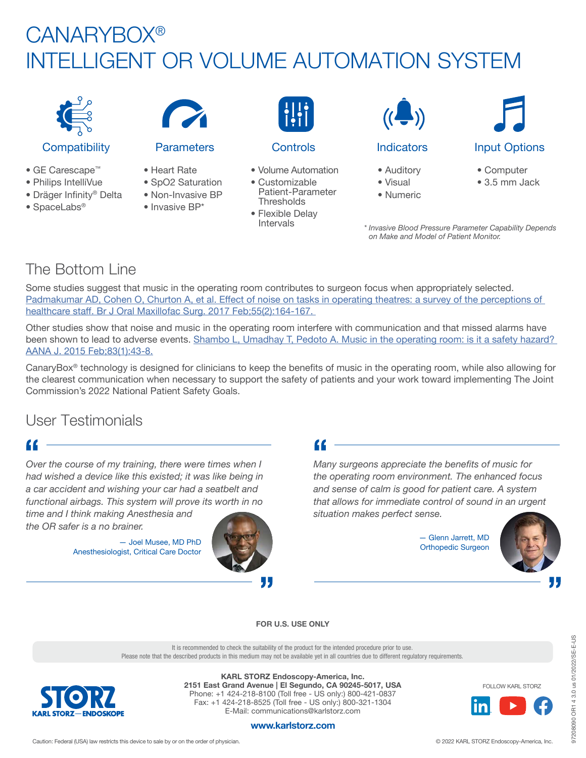# CANARYBOX®
# INTELLIGENT OR VOLUME AUTOMATION SYSTEM

### Compatibility

- GE Carescape™
- Philips IntelliVue
- Dräger Infinity® Delta
- SpaceLabs®

### Parameters

- Heart Rate
- SpO2 Saturation
- Non-Invasive BP
- Invasive BP*

### Controls

- Volume Automation
- Customizable Patient-Parameter Thresholds
- Flexible Delay Intervals

### Indicators

- Auditory
- Visual
- Numeric

### Input Options

- Computer
- 3.5 mm Jack

*\* Invasive Blood Pressure Parameter Capability Depends on Make and Model of Patient Monitor.*

## The Bottom Line

Some studies suggest that music in the operating room contributes to surgeon focus when appropriately selected. Padmakumar AD, Cohen O, Churton A, et al. Effect of noise on tasks in operating theatres: a survey of the perceptions of healthcare staff. Br J Oral Maxillofac Surg. 2017 Feb;55(2):164-167.

Other studies show that noise and music in the operating room interfere with communication and that missed alarms have been shown to lead to adverse events. Shambo L, Umadhay T, Pedoto A. Music in the operating room: is it a safety hazard? AANA J. 2015 Feb;83(1):43-8.

CanaryBox® technology is designed for clinicians to keep the benefits of music in the operating room, while also allowing for the clearest communication when necessary to support the safety of patients and your work toward implementing The Joint Commission's 2022 National Patient Safety Goals.

## User Testimonials

> *Over the course of my training, there were times when I had wished a device like this existed; it was like being in a car accident and wishing your car had a seatbelt and functional airbags. This system will prove its worth in no time and I think making Anesthesia and the OR safer is a no brainer.*
>
> — Joel Musee, MD PhD
> Anesthesiologist, Critical Care Doctor

> *Many surgeons appreciate the benefits of music for the operating room environment. The enhanced focus and sense of calm is good for patient care. A system that allows for immediate control of sound in an urgent situation makes perfect sense.*
>
> — Glenn Jarrett, MD
> Orthopedic Surgeon

**FOR U.S. USE ONLY**

It is recommended to check the suitability of the product for the intended procedure prior to use.
Please note that the described products in this medium may not be available yet in all countries due to different regulatory requirements.

STORZ KARL STORZ—ENDOSKOPE

**KARL STORZ Endoscopy-America, Inc.**
**2151 East Grand Avenue | El Segundo, CA 90245-5017, USA**
Phone: +1 424-218-8100 (Toll free - US only:) 800-421-0837
Fax: +1 424-218-8525 (Toll free - US only:) 800-321-1304
E-Mail: communications@karlstorz.com

**www.karlstorz.com**

FOLLOW KARL STORZ

Caution: Federal (USA) law restricts this device to sale by or on the order of physician.

© 2022 KARL STORZ Endoscopy-America, Inc.

97208090 OR1 4 3.0 us 01/2022/SE-E-US